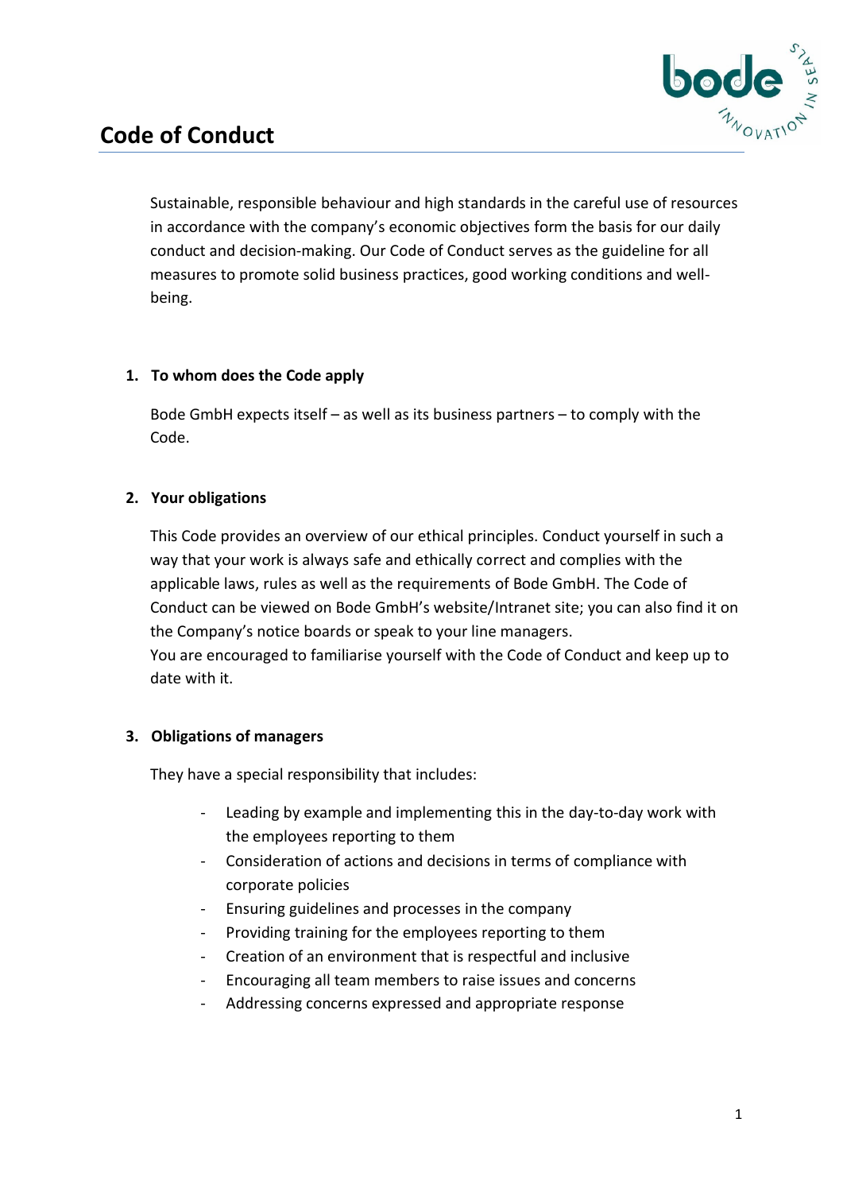# Code of Conduct

Sustainable, responsible behaviour and high standards in the careful use of resources in accordance with the company's economic objectives form the basis for our daily conduct and decision-making. Our Code of Conduct serves as the guideline for all measures to promote solid business practices, good working conditions and well-being.

## 1. To whom does the Code apply

Bode GmbH expects itself – as well as its business partners – to comply with the Code.

## 2. Your obligations

This Code provides an overview of our ethical principles. Conduct yourself in such a way that your work is always safe and ethically correct and complies with the applicable laws, rules as well as the requirements of Bode GmbH. The Code of Conduct can be viewed on Bode GmbH's website/Intranet site; you can also find it on the Company's notice boards or speak to your line managers.
You are encouraged to familiarise yourself with the Code of Conduct and keep up to date with it.

## 3. Obligations of managers

They have a special responsibility that includes:

- Leading by example and implementing this in the day-to-day work with the employees reporting to them
- Consideration of actions and decisions in terms of compliance with corporate policies
- Ensuring guidelines and processes in the company
- Providing training for the employees reporting to them
- Creation of an environment that is respectful and inclusive
- Encouraging all team members to raise issues and concerns
- Addressing concerns expressed and appropriate response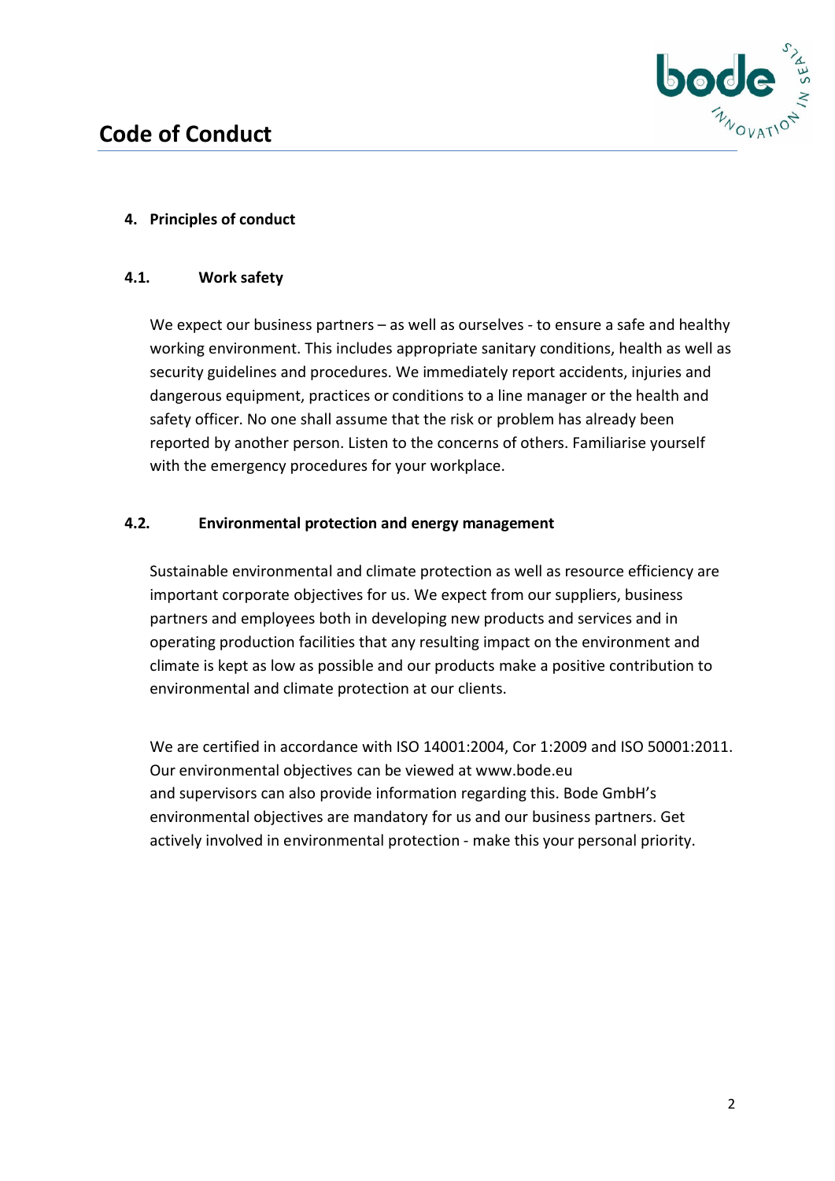## 4. Principles of conduct

### 4.1. Work safety

We expect our business partners – as well as ourselves - to ensure a safe and healthy working environment. This includes appropriate sanitary conditions, health as well as security guidelines and procedures. We immediately report accidents, injuries and dangerous equipment, practices or conditions to a line manager or the health and safety officer. No one shall assume that the risk or problem has already been reported by another person. Listen to the concerns of others. Familiarise yourself with the emergency procedures for your workplace.

### 4.2. Environmental protection and energy management

Sustainable environmental and climate protection as well as resource efficiency are important corporate objectives for us. We expect from our suppliers, business partners and employees both in developing new products and services and in operating production facilities that any resulting impact on the environment and climate is kept as low as possible and our products make a positive contribution to environmental and climate protection at our clients.

We are certified in accordance with ISO 14001:2004, Cor 1:2009 and ISO 50001:2011. Our environmental objectives can be viewed at www.bode.eu and supervisors can also provide information regarding this. Bode GmbH's environmental objectives are mandatory for us and our business partners. Get actively involved in environmental protection - make this your personal priority.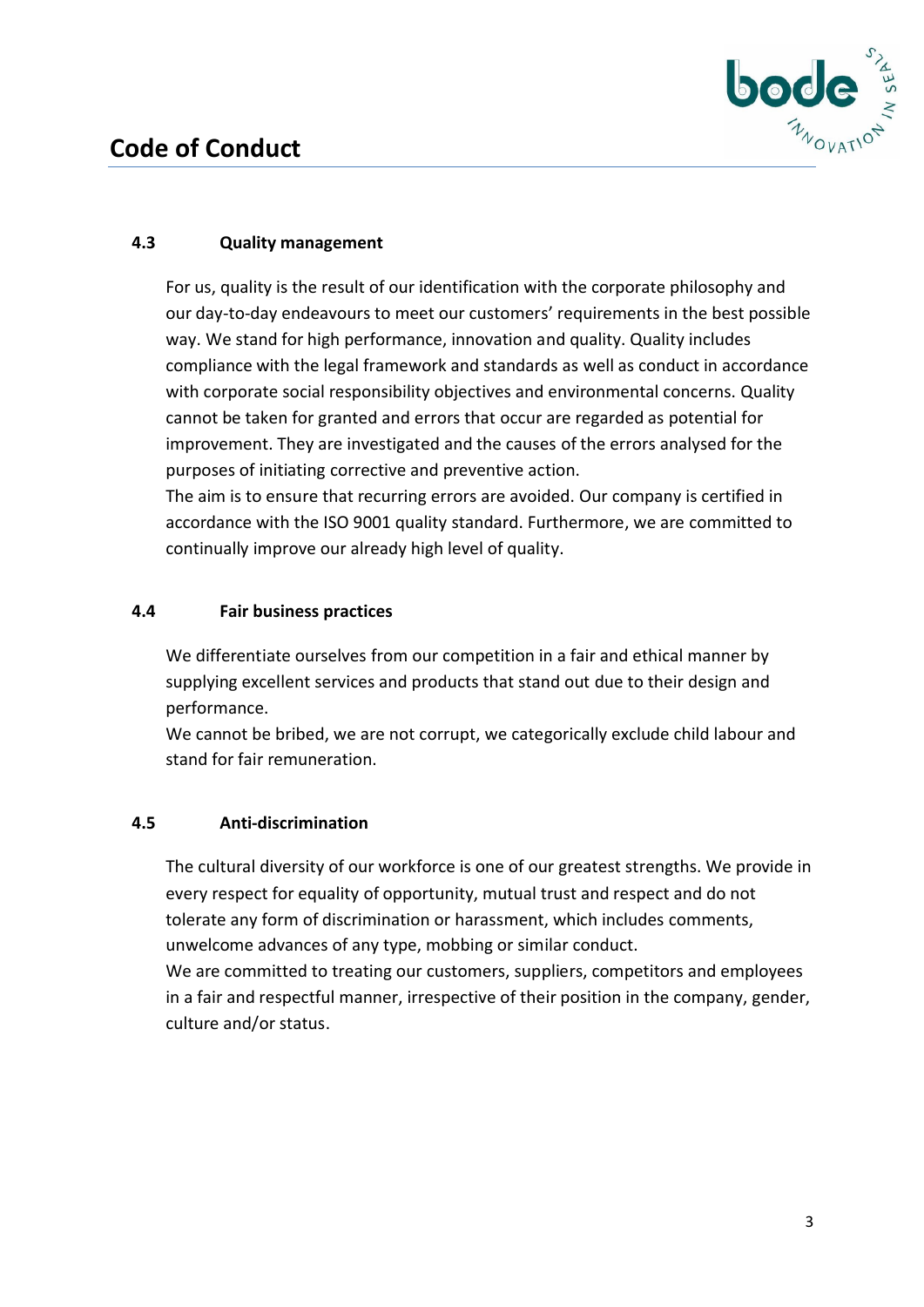### 4.3 Quality management

For us, quality is the result of our identification with the corporate philosophy and our day-to-day endeavours to meet our customers' requirements in the best possible way. We stand for high performance, innovation and quality. Quality includes compliance with the legal framework and standards as well as conduct in accordance with corporate social responsibility objectives and environmental concerns. Quality cannot be taken for granted and errors that occur are regarded as potential for improvement. They are investigated and the causes of the errors analysed for the purposes of initiating corrective and preventive action.
The aim is to ensure that recurring errors are avoided. Our company is certified in accordance with the ISO 9001 quality standard. Furthermore, we are committed to continually improve our already high level of quality.

### 4.4 Fair business practices

We differentiate ourselves from our competition in a fair and ethical manner by supplying excellent services and products that stand out due to their design and performance.
We cannot be bribed, we are not corrupt, we categorically exclude child labour and stand for fair remuneration.

### 4.5 Anti-discrimination

The cultural diversity of our workforce is one of our greatest strengths. We provide in every respect for equality of opportunity, mutual trust and respect and do not tolerate any form of discrimination or harassment, which includes comments, unwelcome advances of any type, mobbing or similar conduct.
We are committed to treating our customers, suppliers, competitors and employees in a fair and respectful manner, irrespective of their position in the company, gender, culture and/or status.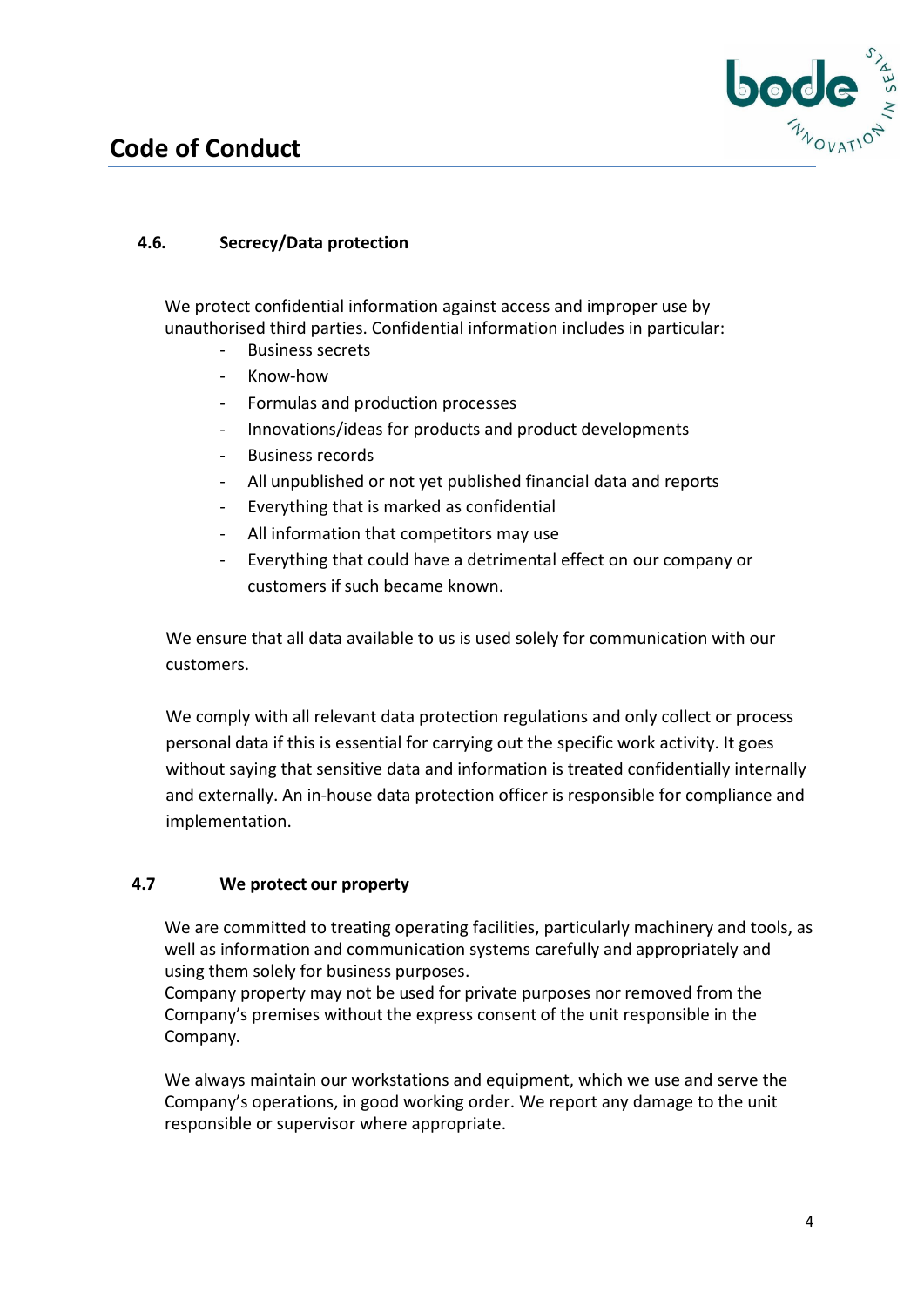### 4.6. Secrecy/Data protection

We protect confidential information against access and improper use by unauthorised third parties. Confidential information includes in particular:

- Business secrets
- Know-how
- Formulas and production processes
- Innovations/ideas for products and product developments
- Business records
- All unpublished or not yet published financial data and reports
- Everything that is marked as confidential
- All information that competitors may use
- Everything that could have a detrimental effect on our company or customers if such became known.

We ensure that all data available to us is used solely for communication with our customers.

We comply with all relevant data protection regulations and only collect or process personal data if this is essential for carrying out the specific work activity. It goes without saying that sensitive data and information is treated confidentially internally and externally. An in-house data protection officer is responsible for compliance and implementation.

### 4.7 We protect our property

We are committed to treating operating facilities, particularly machinery and tools, as well as information and communication systems carefully and appropriately and using them solely for business purposes.
Company property may not be used for private purposes nor removed from the Company's premises without the express consent of the unit responsible in the Company.

We always maintain our workstations and equipment, which we use and serve the Company's operations, in good working order. We report any damage to the unit responsible or supervisor where appropriate.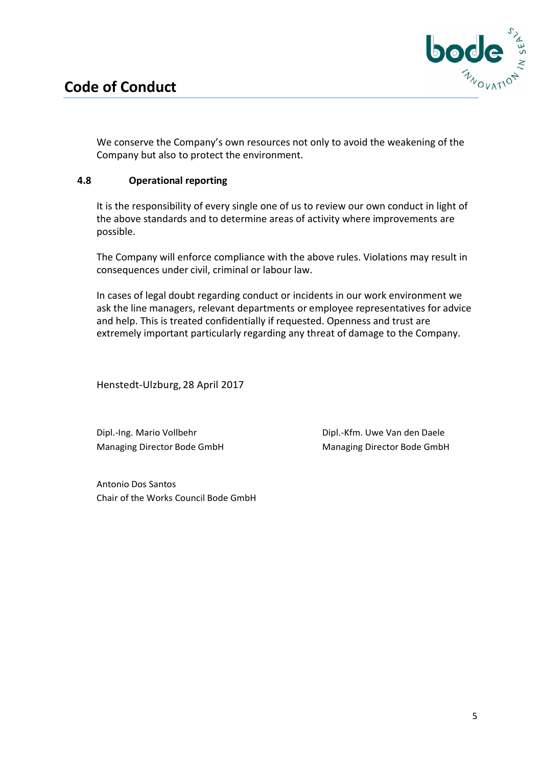We conserve the Company’s own resources not only to avoid the weakening of the Company but also to protect the environment.

### 4.8 Operational reporting

It is the responsibility of every single one of us to review our own conduct in light of the above standards and to determine areas of activity where improvements are possible.

The Company will enforce compliance with the above rules. Violations may result in consequences under civil, criminal or labour law.

In cases of legal doubt regarding conduct or incidents in our work environment we ask the line managers, relevant departments or employee representatives for advice and help. This is treated confidentially if requested. Openness and trust are extremely important particularly regarding any threat of damage to the Company.

Henstedt-Ulzburg, 28 April 2017

Dipl.-Ing. Mario Vollbehr
Managing Director Bode GmbH

Dipl.-Kfm. Uwe Van den Daele
Managing Director Bode GmbH

Antonio Dos Santos
Chair of the Works Council Bode GmbH